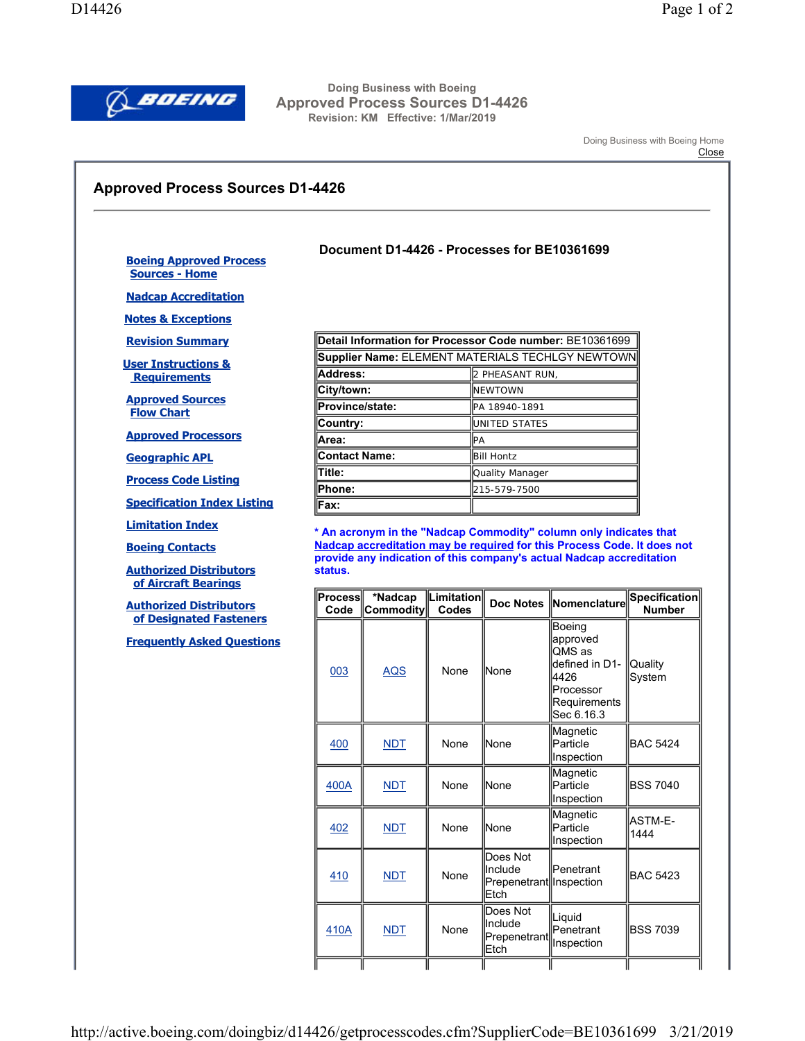BOEING

Doing Business with Boeing

**Approved Process Sources D1-4426**

Revision: KM Effective: 1/Mar/2019

Doing Business with Boeing Home

Close

## Approved Process Sources D1-4426

- Boeing Approved Process Sources - Home
- Nadcap Accreditation
- Notes & Exceptions
- Revision Summary
- User Instructions & Requirements
- Approved Sources Flow Chart
- Approved Processors
- Geographic APL
- Process Code Listing
- Specification Index Listing
- Limitation Index
- Boeing Contacts
- Authorized Distributors of Aircraft Bearings
- Authorized Distributors of Designated Fasteners
- Frequently Asked Questions

### Document D1-4426 - Processes for BE10361699

| Detail Information for Processor Code number: BE10361699 | |
|---|---|
| **Supplier Name:** ELEMENT MATERIALS TECHLGY NEWTOWN | |
| **Address:** | 2 PHEASANT RUN, |
| **City/town:** | NEWTOWN |
| **Province/state:** | PA 18940-1891 |
| **Country:** | UNITED STATES |
| **Area:** | PA |
| **Contact Name:** | Bill Hontz |
| **Title:** | Quality Manager |
| **Phone:** | 215-579-7500 |
| **Fax:** | |

**\* An acronym in the "Nadcap Commodity" column only indicates that Nadcap accreditation may be required for this Process Code. It does not provide any indication of this company's actual Nadcap accreditation status.**

| Process Code | *Nadcap Commodity | Limitation Codes | Doc Notes | Nomenclature | Specification Number |
|---|---|---|---|---|---|
| 003 | AQS | None | None | Boeing approved QMS as defined in D1-4426 Processor Requirements Sec 6.16.3 | Quality System |
| 400 | NDT | None | None | Magnetic Particle Inspection | BAC 5424 |
| 400A | NDT | None | None | Magnetic Particle Inspection | BSS 7040 |
| 402 | NDT | None | None | Magnetic Particle Inspection | ASTM-E-1444 |
| 410 | NDT | None | Does Not Include Prepenetrant Etch | Penetrant Inspection | BAC 5423 |
| 410A | NDT | None | Does Not Include Prepenetrant Etch | Liquid Penetrant Inspection | BSS 7039 |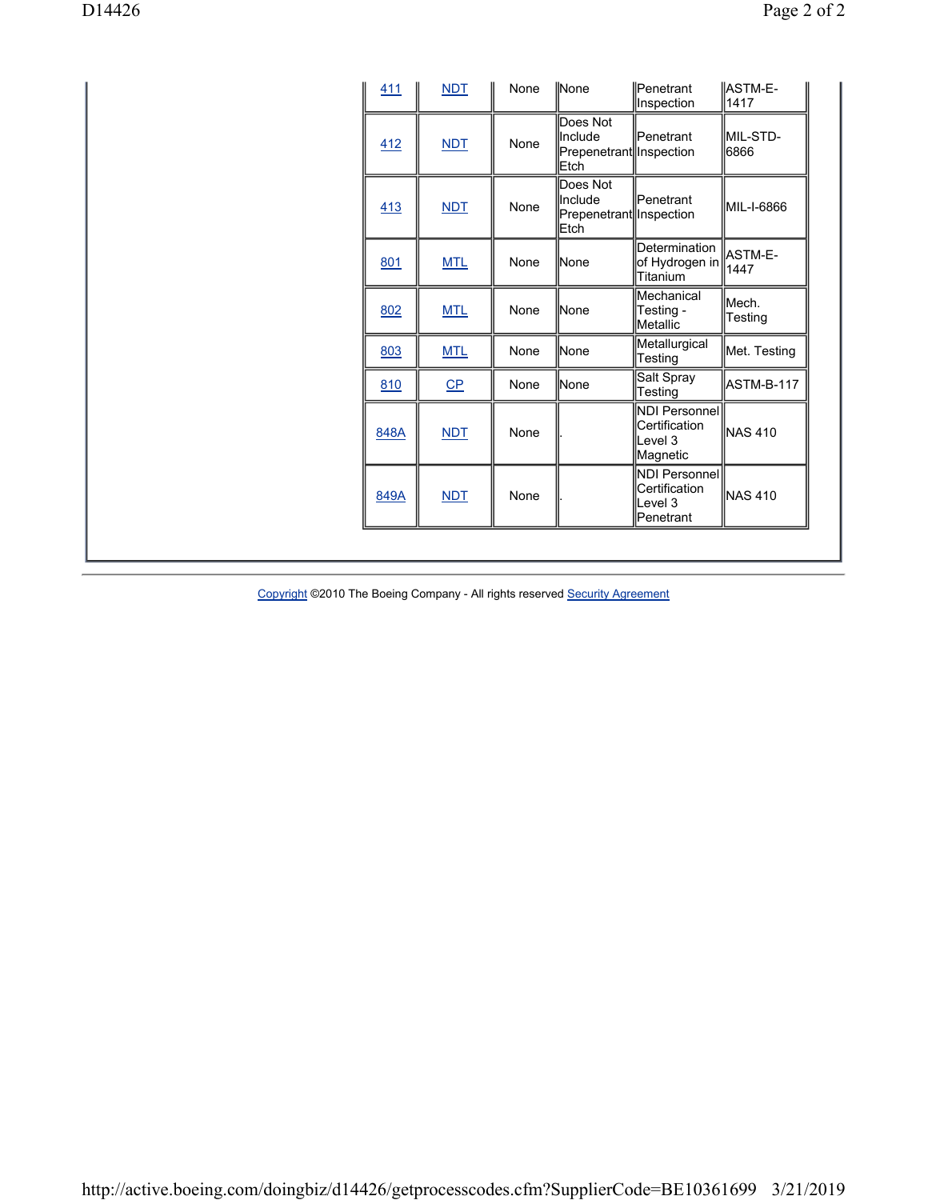| | | | | | |
|---|---|---|---|---|---|
| 411 | NDT | None | None | Penetrant Inspection | ASTM-E-1417 |
| 412 | NDT | None | Does Not Include Prepenetrant Etch | Penetrant Inspection | MIL-STD-6866 |
| 413 | NDT | None | Does Not Include Prepenetrant Etch | Penetrant Inspection | MIL-I-6866 |
| 801 | MTL | None | None | Determination of Hydrogen in Titanium | ASTM-E-1447 |
| 802 | MTL | None | None | Mechanical Testing - Metallic | Mech. Testing |
| 803 | MTL | None | None | Metallurgical Testing | Met. Testing |
| 810 | CP | None | None | Salt Spray Testing | ASTM-B-117 |
| 848A | NDT | None | . | NDI Personnel Certification Level 3 Magnetic | NAS 410 |
| 849A | NDT | None | . | NDI Personnel Certification Level 3 Penetrant | NAS 410 |

Copyright ©2010 The Boeing Company - All rights reserved Security Agreement